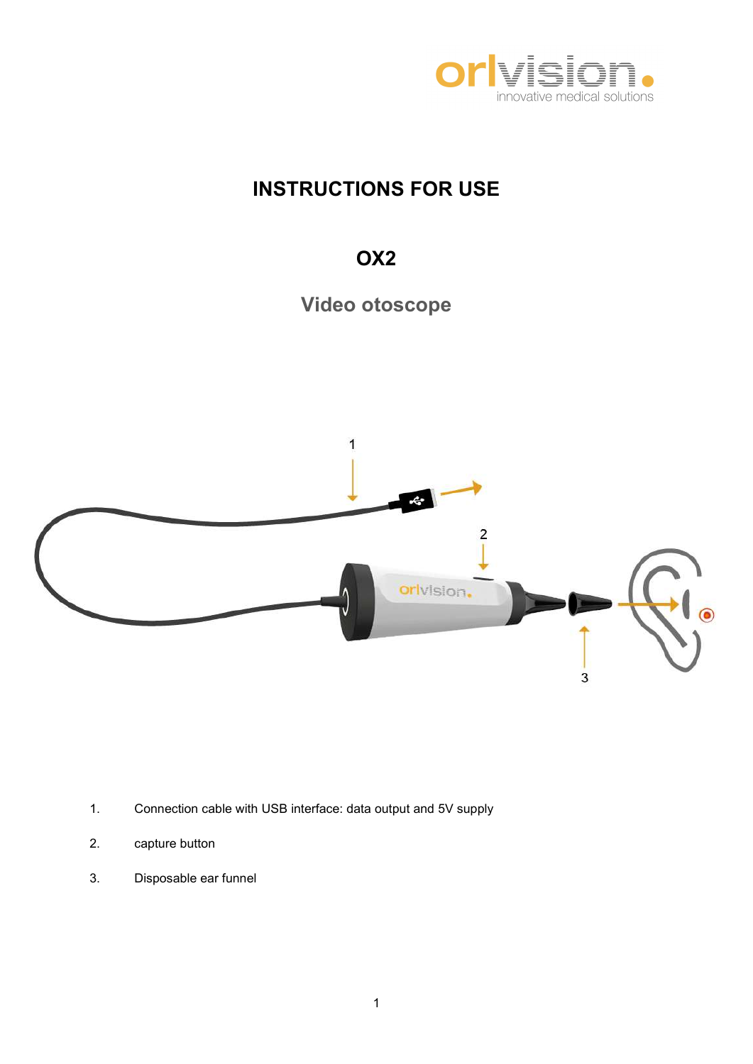orlvision
innovative medical solutions

# INSTRUCTIONS FOR USE

## OX2

## Video otoscope

1. Connection cable with USB interface: data output and 5V supply
2. capture button
3. Disposable ear funnel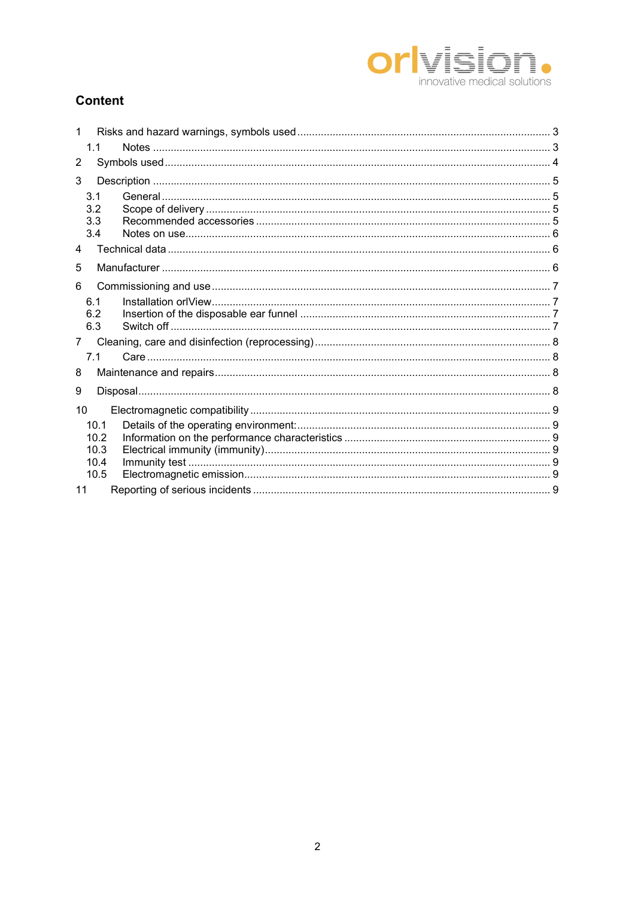## Content

- 1 Risks and hazard warnings, symbols used ... 3
  - 1.1 Notes ... 3
- 2 Symbols used ... 4
- 3 Description ... 5
  - 3.1 General ... 5
  - 3.2 Scope of delivery ... 5
  - 3.3 Recommended accessories ... 5
  - 3.4 Notes on use ... 6
- 4 Technical data ... 6
- 5 Manufacturer ... 6
- 6 Commissioning and use ... 7
  - 6.1 Installation orlView ... 7
  - 6.2 Insertion of the disposable ear funnel ... 7
  - 6.3 Switch off ... 7
- 7 Cleaning, care and disinfection (reprocessing) ... 8
  - 7.1 Care ... 8
- 8 Maintenance and repairs ... 8
- 9 Disposal ... 8
- 10 Electromagnetic compatibility ... 9
  - 10.1 Details of the operating environment: ... 9
  - 10.2 Information on the performance characteristics ... 9
  - 10.3 Electrical immunity (immunity) ... 9
  - 10.4 Immunity test ... 9
  - 10.5 Electromagnetic emission ... 9
- 11 Reporting of serious incidents ... 9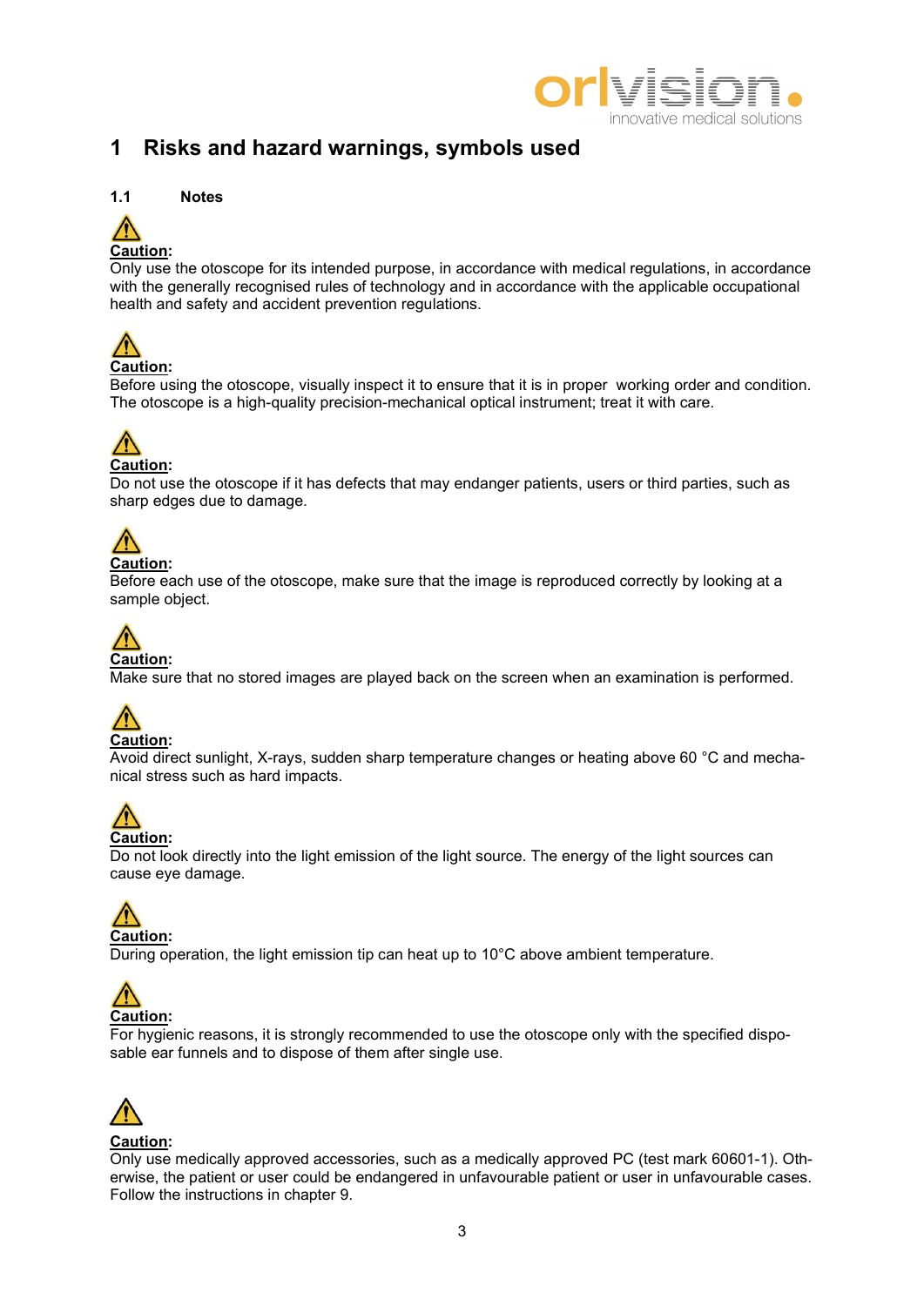# 1 Risks and hazard warnings, symbols used

## 1.1 Notes

⚠
**Caution:**
Only use the otoscope for its intended purpose, in accordance with medical regulations, in accordance with the generally recognised rules of technology and in accordance with the applicable occupational health and safety and accident prevention regulations.

⚠
**Caution:**
Before using the otoscope, visually inspect it to ensure that it is in proper working order and condition. The otoscope is a high-quality precision-mechanical optical instrument; treat it with care.

⚠
**Caution:**
Do not use the otoscope if it has defects that may endanger patients, users or third parties, such as sharp edges due to damage.

⚠
**Caution:**
Before each use of the otoscope, make sure that the image is reproduced correctly by looking at a sample object.

⚠
**Caution:**
Make sure that no stored images are played back on the screen when an examination is performed.

⚠
**Caution:**
Avoid direct sunlight, X-rays, sudden sharp temperature changes or heating above 60 °C and mechanical stress such as hard impacts.

⚠
**Caution:**
Do not look directly into the light emission of the light source. The energy of the light sources can cause eye damage.

⚠
**Caution:**
During operation, the light emission tip can heat up to 10°C above ambient temperature.

⚠
**Caution:**
For hygienic reasons, it is strongly recommended to use the otoscope only with the specified disposable ear funnels and to dispose of them after single use.

⚠
**Caution:**
Only use medically approved accessories, such as a medically approved PC (test mark 60601-1). Otherwise, the patient or user could be endangered in unfavourable patient or user in unfavourable cases. Follow the instructions in chapter 9.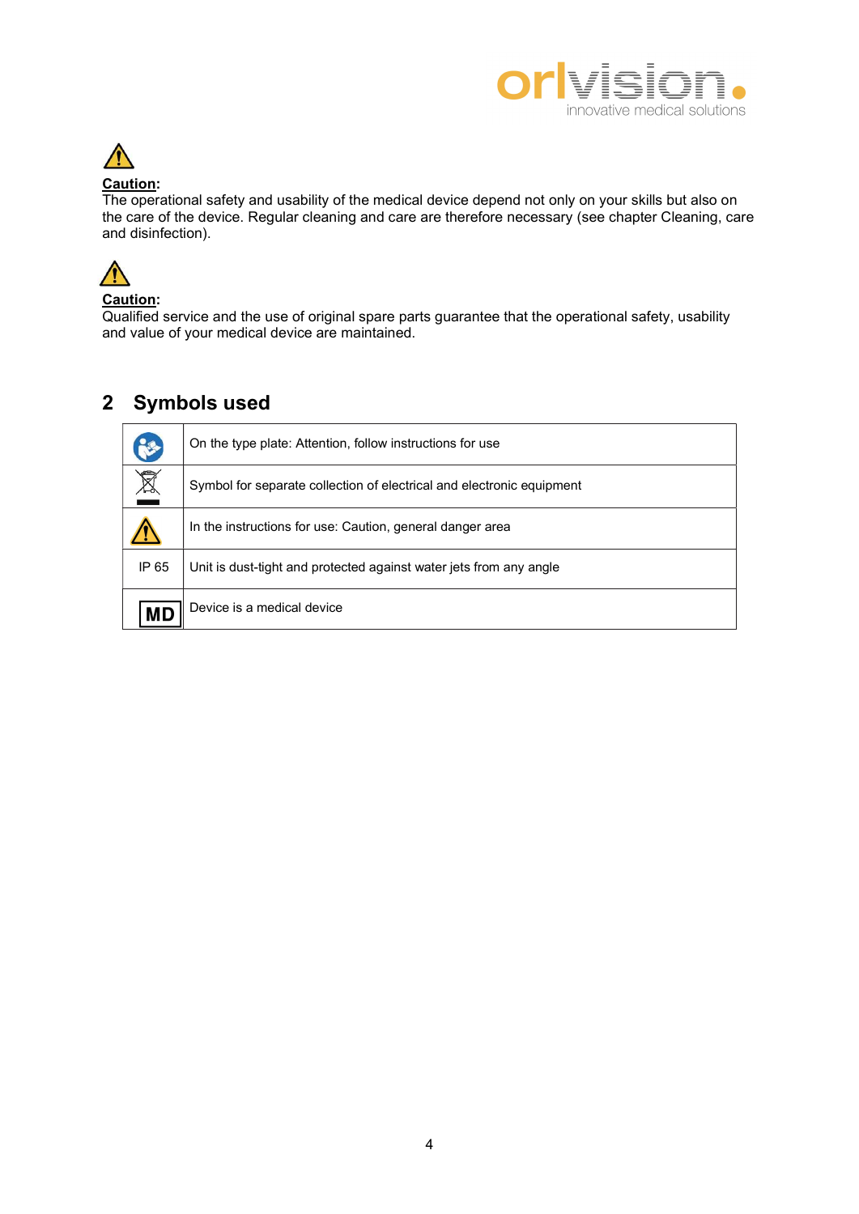**Caution**:
The operational safety and usability of the medical device depend not only on your skills but also on the care of the device. Regular cleaning and care are therefore necessary (see chapter Cleaning, care and disinfection).

**Caution**:
Qualified service and the use of original spare parts guarantee that the operational safety, usability and value of your medical device are maintained.

## 2 Symbols used

| | |
|---|---|
| | On the type plate: Attention, follow instructions for use |
| | Symbol for separate collection of electrical and electronic equipment |
| | In the instructions for use: Caution, general danger area |
| IP 65 | Unit is dust-tight and protected against water jets from any angle |
| MD | Device is a medical device |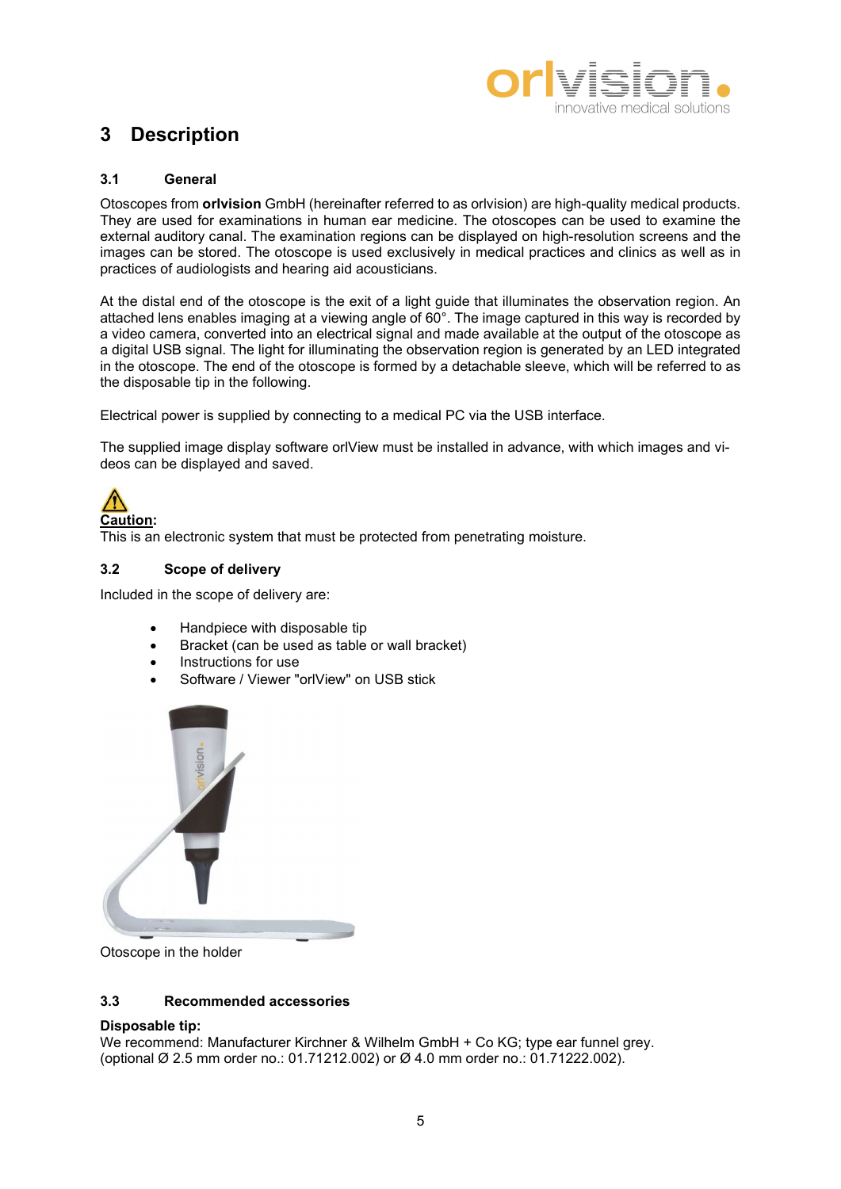#  3 Description

## 3.1 General

Otoscopes from **orlvision** GmbH (hereinafter referred to as orlvision) are high-quality medical products. They are used for examinations in human ear medicine. The otoscopes can be used to examine the external auditory canal. The examination regions can be displayed on high-resolution screens and the images can be stored. The otoscope is used exclusively in medical practices and clinics as well as in practices of audiologists and hearing aid acousticians.

At the distal end of the otoscope is the exit of a light guide that illuminates the observation region. An attached lens enables imaging at a viewing angle of 60°. The image captured in this way is recorded by a video camera, converted into an electrical signal and made available at the output of the otoscope as a digital USB signal. The light for illuminating the observation region is generated by an LED integrated in the otoscope. The end of the otoscope is formed by a detachable sleeve, which will be referred to as the disposable tip in the following.

Electrical power is supplied by connecting to a medical PC via the USB interface.

The supplied image display software orlView must be installed in advance, with which images and videos can be displayed and saved.

**Caution:**
This is an electronic system that must be protected from penetrating moisture.

## 3.2 Scope of delivery

Included in the scope of delivery are:

- Handpiece with disposable tip
- Bracket (can be used as table or wall bracket)
- Instructions for use
- Software / Viewer "orlView" on USB stick

Otoscope in the holder

## 3.3 Recommended accessories

**Disposable tip:**
We recommend: Manufacturer Kirchner & Wilhelm GmbH + Co KG; type ear funnel grey.
(optional Ø 2.5 mm order no.: 01.71212.002) or Ø 4.0 mm order no.: 01.71222.002).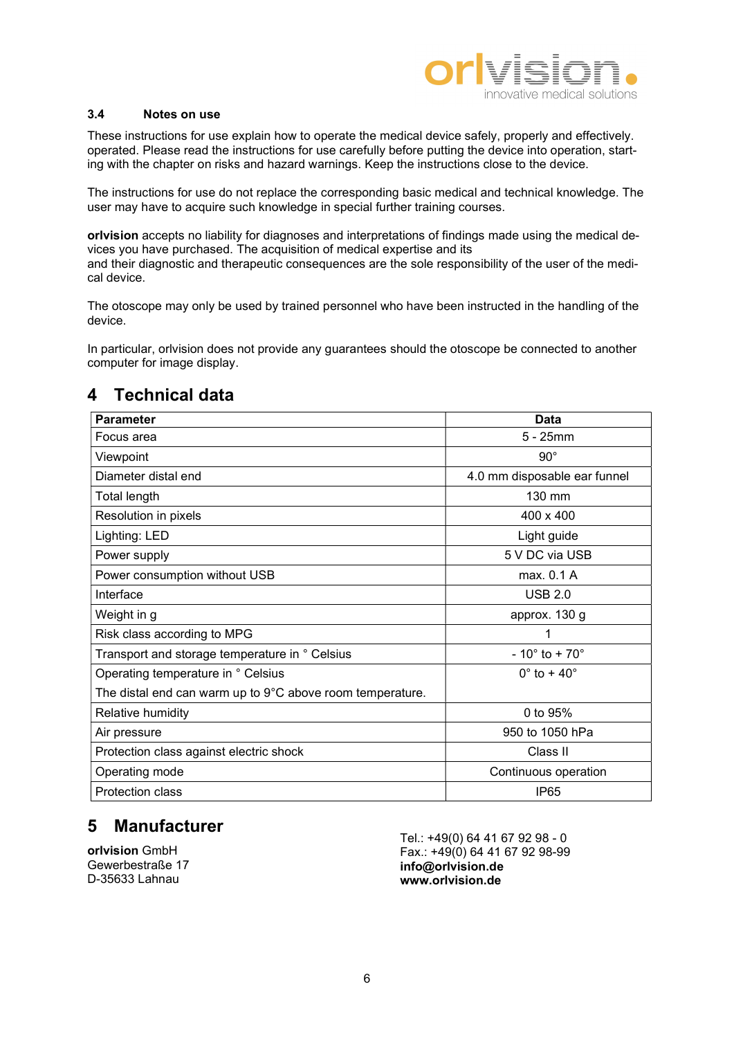### 3.4 Notes on use

These instructions for use explain how to operate the medical device safely, properly and effectively. operated. Please read the instructions for use carefully before putting the device into operation, starting with the chapter on risks and hazard warnings. Keep the instructions close to the device.

The instructions for use do not replace the corresponding basic medical and technical knowledge. The user may have to acquire such knowledge in special further training courses.

**orlvision** accepts no liability for diagnoses and interpretations of findings made using the medical devices you have purchased. The acquisition of medical expertise and its
and their diagnostic and therapeutic consequences are the sole responsibility of the user of the medical device.

The otoscope may only be used by trained personnel who have been instructed in the handling of the device.

In particular, orlvision does not provide any guarantees should the otoscope be connected to another computer for image display.

# 4 Technical data

| Parameter | Data |
|---|---|
| Focus area | 5 - 25mm |
| Viewpoint | 90° |
| Diameter distal end | 4.0 mm disposable ear funnel |
| Total length | 130 mm |
| Resolution in pixels | 400 x 400 |
| Lighting: LED | Light guide |
| Power supply | 5 V DC via USB |
| Power consumption without USB | max. 0.1 A |
| Interface | USB 2.0 |
| Weight in g | approx. 130 g |
| Risk class according to MPG | 1 |
| Transport and storage temperature in ° Celsius | - 10° to + 70° |
| Operating temperature in ° Celsius<br>The distal end can warm up to 9°C above room temperature. | 0° to + 40° |
| Relative humidity | 0 to 95% |
| Air pressure | 950 to 1050 hPa |
| Protection class against electric shock | Class II |
| Operating mode | Continuous operation |
| Protection class | IP65 |

# 5 Manufacturer

**orlvision** GmbH
Gewerbestraße 17
D-35633 Lahnau

Tel.: +49(0) 64 41 67 92 98 - 0
Fax.: +49(0) 64 41 67 92 98-99
**info@orlvision.de**
**www.orlvision.de**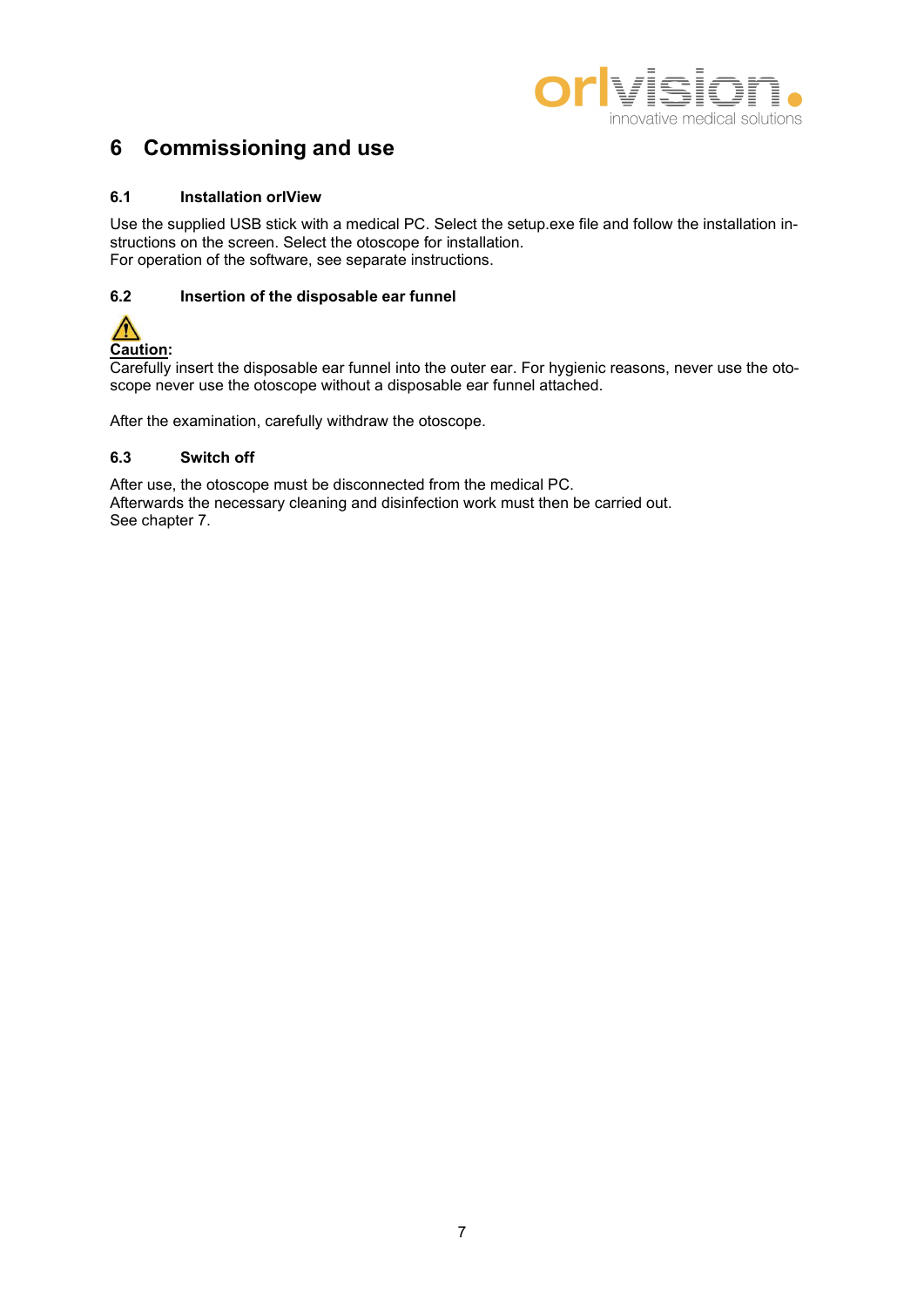# 6 Commissioning and use

## 6.1 Installation orlView

Use the supplied USB stick with a medical PC. Select the setup.exe file and follow the installation instructions on the screen. Select the otoscope for installation.
For operation of the software, see separate instructions.

## 6.2 Insertion of the disposable ear funnel

⚠

**Caution:**
Carefully insert the disposable ear funnel into the outer ear. For hygienic reasons, never use the otoscope never use the otoscope without a disposable ear funnel attached.

After the examination, carefully withdraw the otoscope.

## 6.3 Switch off

After use, the otoscope must be disconnected from the medical PC.
Afterwards the necessary cleaning and disinfection work must then be carried out.
See chapter 7.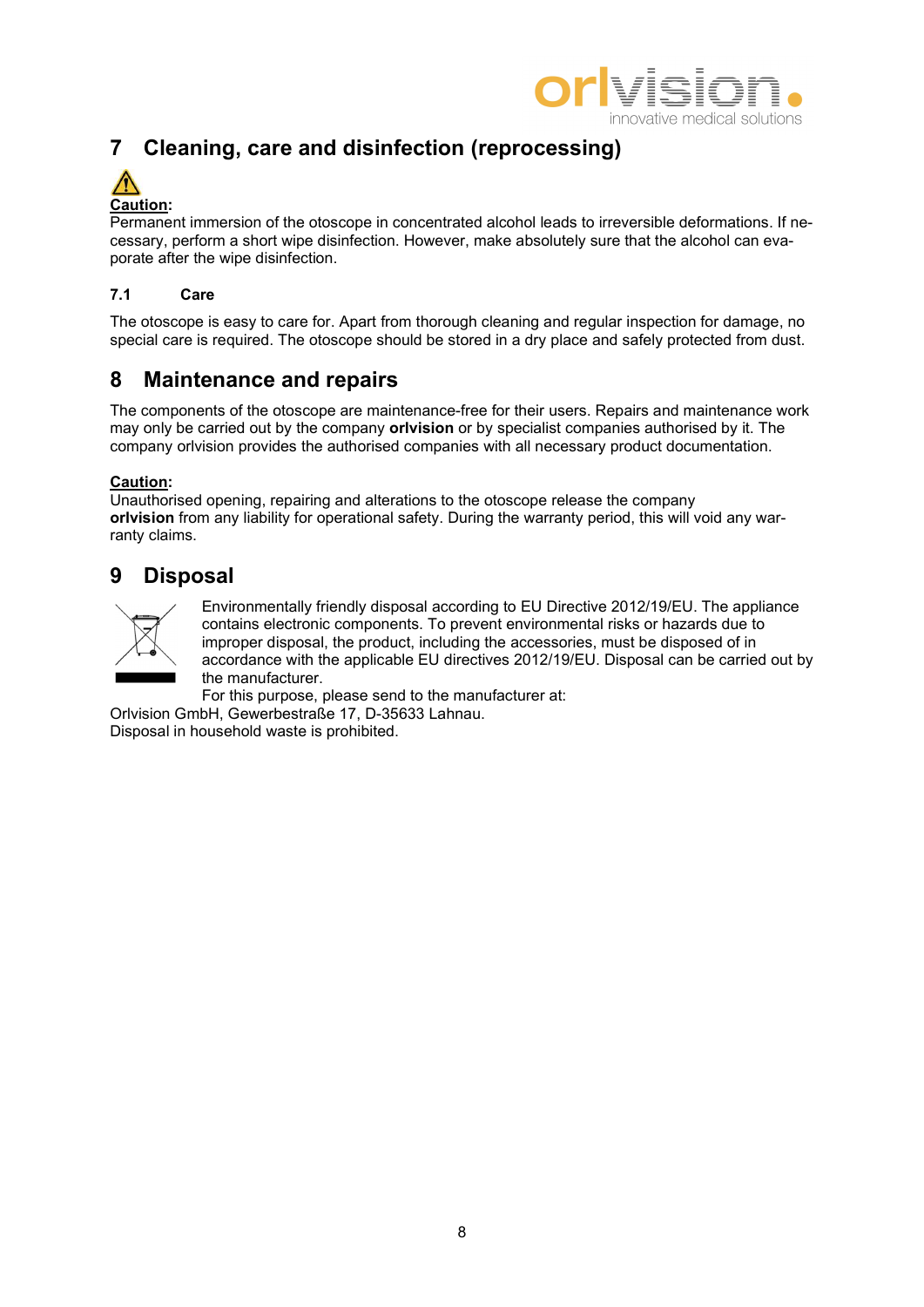# 7 Cleaning, care and disinfection (reprocessing)

**Caution:**
Permanent immersion of the otoscope in concentrated alcohol leads to irreversible deformations. If necessary, perform a short wipe disinfection. However, make absolutely sure that the alcohol can evaporate after the wipe disinfection.

## 7.1 Care

The otoscope is easy to care for. Apart from thorough cleaning and regular inspection for damage, no special care is required. The otoscope should be stored in a dry place and safely protected from dust.

# 8 Maintenance and repairs

The components of the otoscope are maintenance-free for their users. Repairs and maintenance work may only be carried out by the company **orlvision** or by specialist companies authorised by it. The company orlvision provides the authorised companies with all necessary product documentation.

**Caution:**
Unauthorised opening, repairing and alterations to the otoscope release the company **orlvision** from any liability for operational safety. During the warranty period, this will void any warranty claims.

# 9 Disposal

Environmentally friendly disposal according to EU Directive 2012/19/EU. The appliance contains electronic components. To prevent environmental risks or hazards due to improper disposal, the product, including the accessories, must be disposed of in accordance with the applicable EU directives 2012/19/EU. Disposal can be carried out by the manufacturer.
For this purpose, please send to the manufacturer at:
Orlvision GmbH, Gewerbestraße 17, D-35633 Lahnau.
Disposal in household waste is prohibited.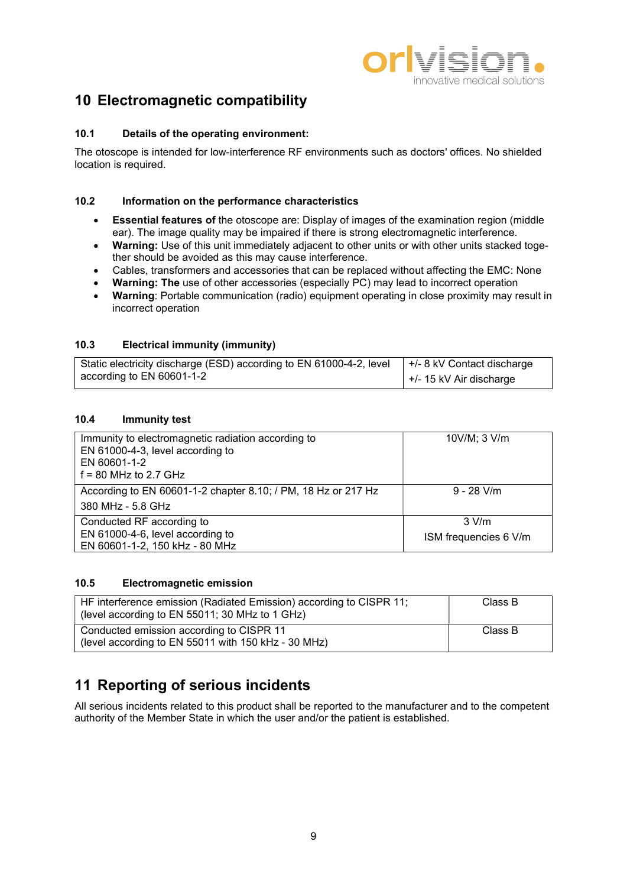# 10 Electromagnetic compatibility

### 10.1 Details of the operating environment:

The otoscope is intended for low-interference RF environments such as doctors' offices. No shielded location is required.

### 10.2 Information on the performance characteristics

- **Essential features of** the otoscope are: Display of images of the examination region (middle ear). The image quality may be impaired if there is strong electromagnetic interference.
- **Warning:** Use of this unit immediately adjacent to other units or with other units stacked together should be avoided as this may cause interference.
- Cables, transformers and accessories that can be replaced without affecting the EMC: None
- **Warning: The** use of other accessories (especially PC) may lead to incorrect operation
- **Warning**: Portable communication (radio) equipment operating in close proximity may result in incorrect operation

### 10.3 Electrical immunity (immunity)

| Static electricity discharge (ESD) according to EN 61000-4-2, level according to EN 60601-1-2 | +/- 8 kV Contact discharge<br>+/- 15 kV Air discharge |
|---|---|

### 10.4 Immunity test

| Immunity to electromagnetic radiation according to EN 61000-4-3, level according to EN 60601-1-2<br>f = 80 MHz to 2.7 GHz | 10V/M; 3 V/m |
|---|---|
| According to EN 60601-1-2 chapter 8.10; / PM, 18 Hz or 217 Hz<br>380 MHz - 5.8 GHz | 9 - 28 V/m |
| Conducted RF according to EN 61000-4-6, level according to EN 60601-1-2, 150 kHz - 80 MHz | 3 V/m<br>ISM frequencies 6 V/m |

### 10.5 Electromagnetic emission

| HF interference emission (Radiated Emission) according to CISPR 11; (level according to EN 55011; 30 MHz to 1 GHz) | Class B |
|---|---|
| Conducted emission according to CISPR 11 (level according to EN 55011 with 150 kHz - 30 MHz) | Class B |

# 11 Reporting of serious incidents

All serious incidents related to this product shall be reported to the manufacturer and to the competent authority of the Member State in which the user and/or the patient is established.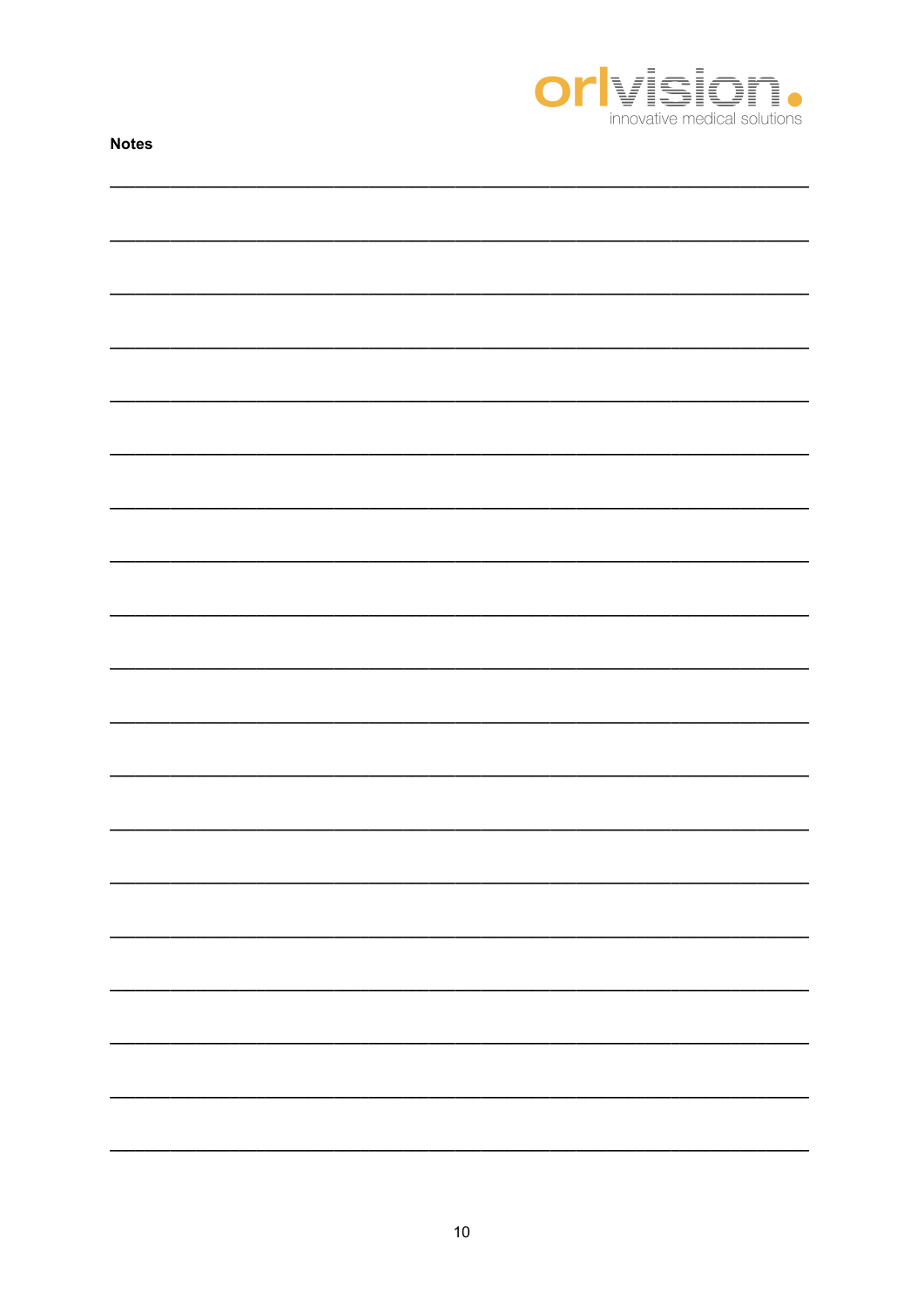**Notes**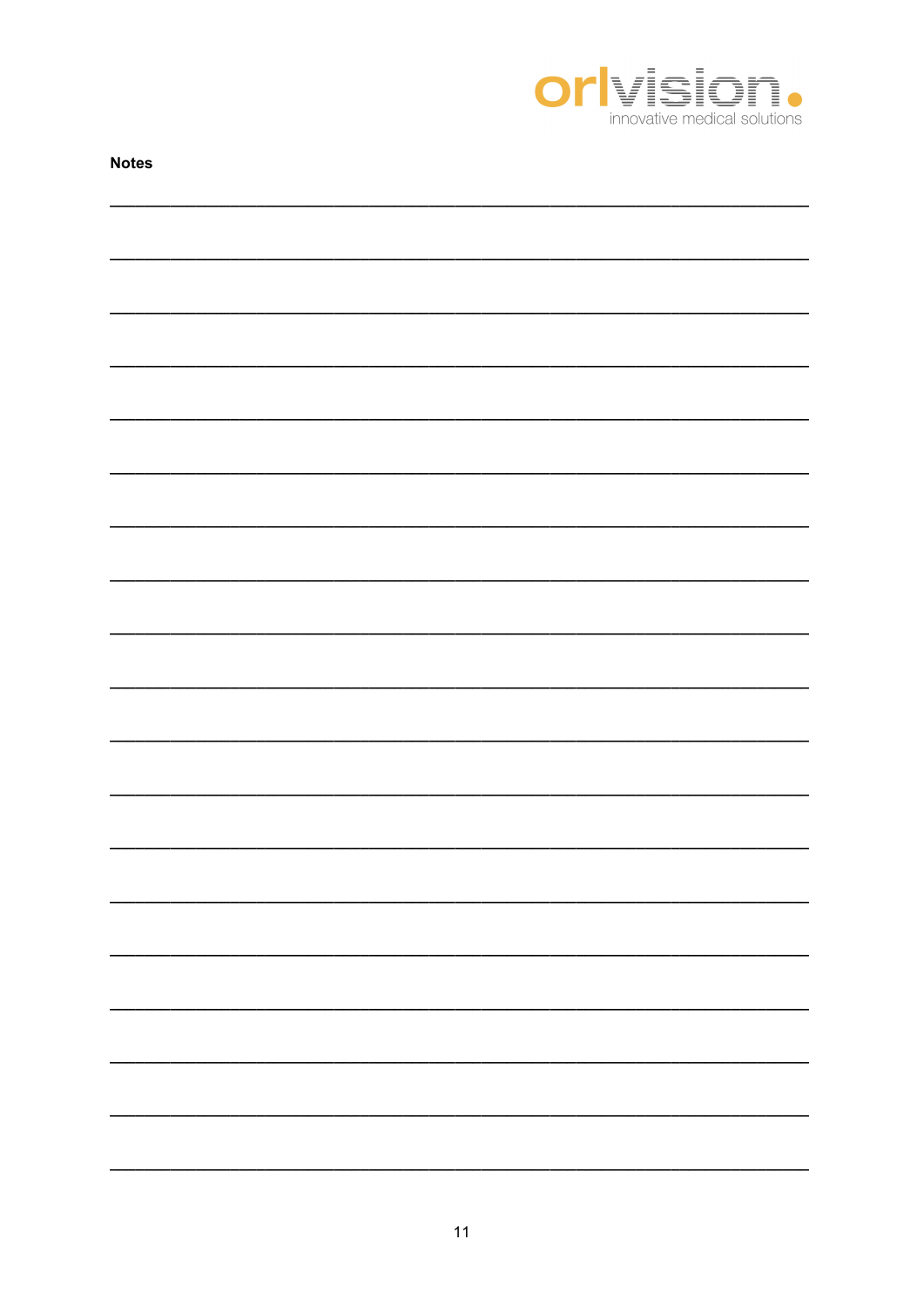**Notes**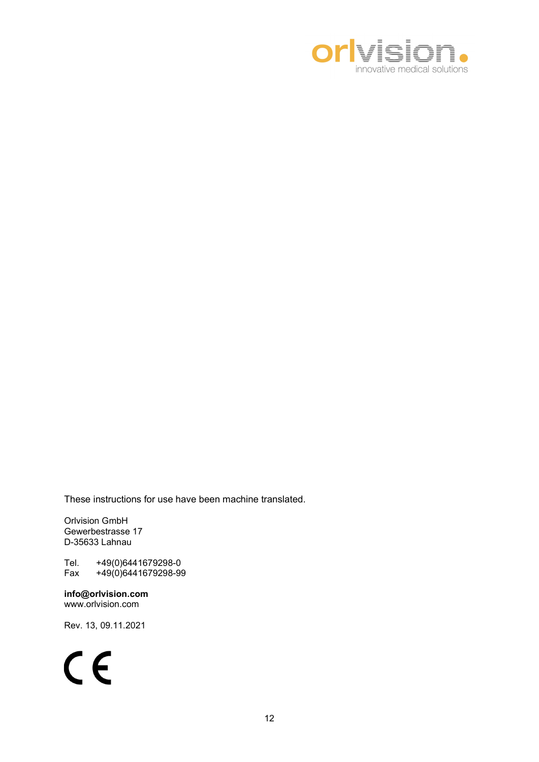orlvision
innovative medical solutions

These instructions for use have been machine translated.

Orlvision GmbH
Gewerbestrasse 17
D-35633 Lahnau

Tel. +49(0)6441679298-0
Fax +49(0)6441679298-99

**info@orlvision.com**
www.orlvision.com

Rev. 13, 09.11.2021

CE